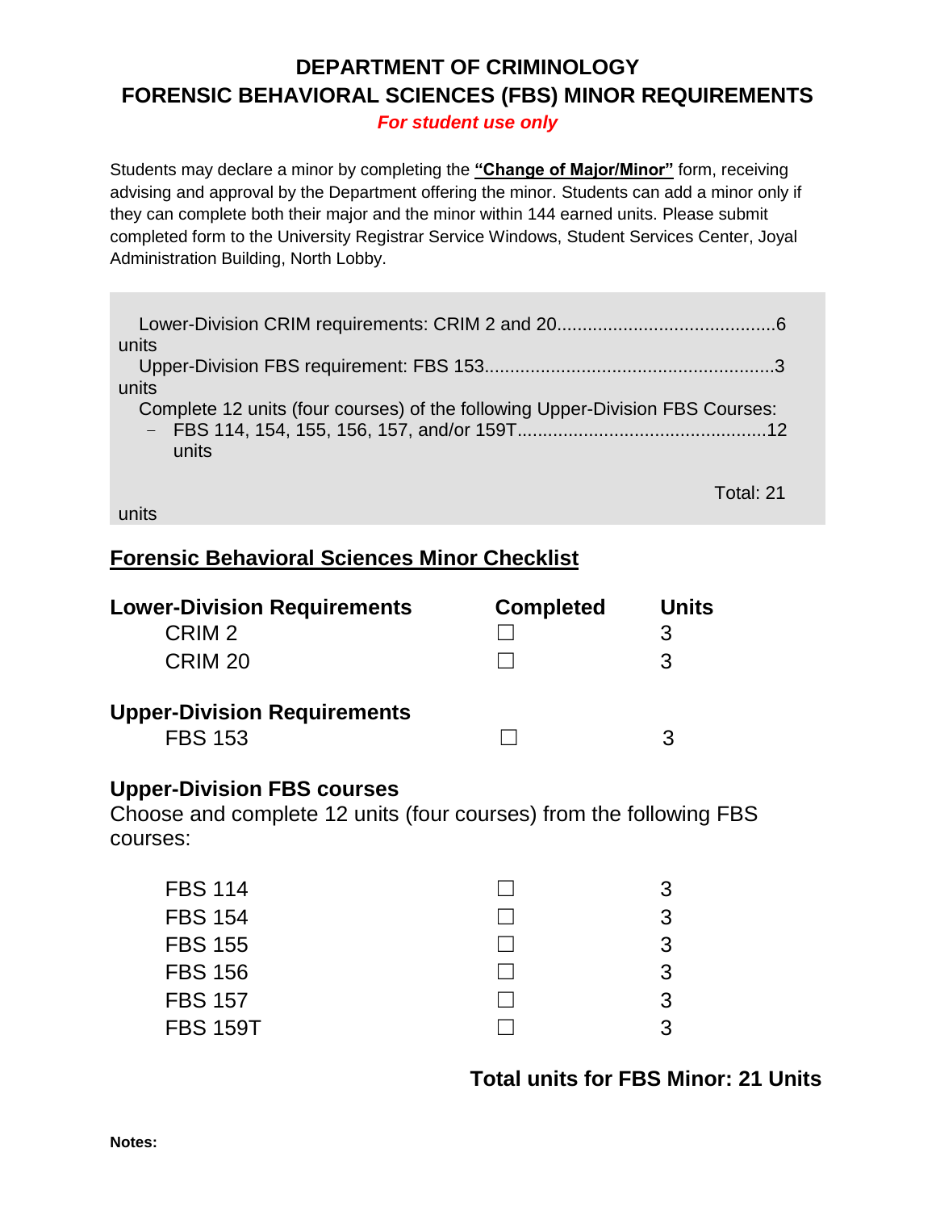# DEPARTMENT OF CRIMINOLOGY
# FORENSIC BEHAVIORAL SCIENCES (FBS) MINOR REQUIREMENTS

***For student use only***

Students may declare a minor by completing the **"Change of Major/Minor"** form, receiving advising and approval by the Department offering the minor. Students can add a minor only if they can complete both their major and the minor within 144 earned units. Please submit completed form to the University Registrar Service Windows, Student Services Center, Joyal Administration Building, North Lobby.

Lower-Division CRIM requirements: CRIM 2 and 20..........................................6 units

Upper-Division FBS requirement: FBS 153........................................................3 units

Complete 12 units (four courses) of the following Upper-Division FBS Courses:

- FBS 114, 154, 155, 156, 157, and/or 159T................................................12 units

Total: 21 units

## Forensic Behavioral Sciences Minor Checklist

| **Lower-Division Requirements** | **Completed** | **Units** |
|---|---|---|
| CRIM 2 | ☐ | 3 |
| CRIM 20 | ☐ | 3 |

| **Upper-Division Requirements** | | |
|---|---|---|
| FBS 153 | ☐ | 3 |

### Upper-Division FBS courses

Choose and complete 12 units (four courses) from the following FBS courses:

| | | |
|---|---|---|
| FBS 114 | ☐ | 3 |
| FBS 154 | ☐ | 3 |
| FBS 155 | ☐ | 3 |
| FBS 156 | ☐ | 3 |
| FBS 157 | ☐ | 3 |
| FBS 159T | ☐ | 3 |

**Total units for FBS Minor: 21 Units**

**Notes:**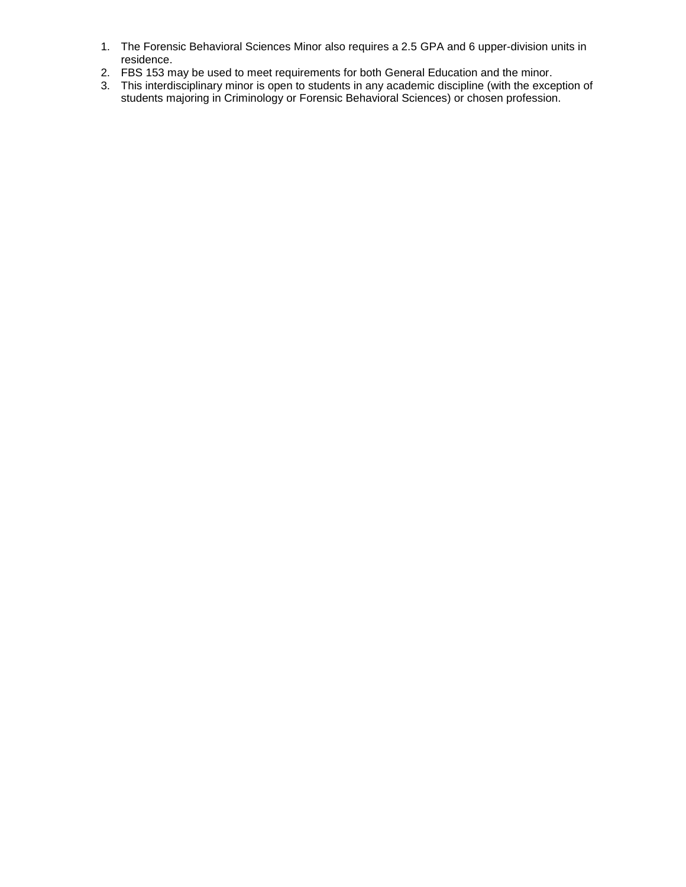1. The Forensic Behavioral Sciences Minor also requires a 2.5 GPA and 6 upper-division units in residence.
2. FBS 153 may be used to meet requirements for both General Education and the minor.
3. This interdisciplinary minor is open to students in any academic discipline (with the exception of students majoring in Criminology or Forensic Behavioral Sciences) or chosen profession.